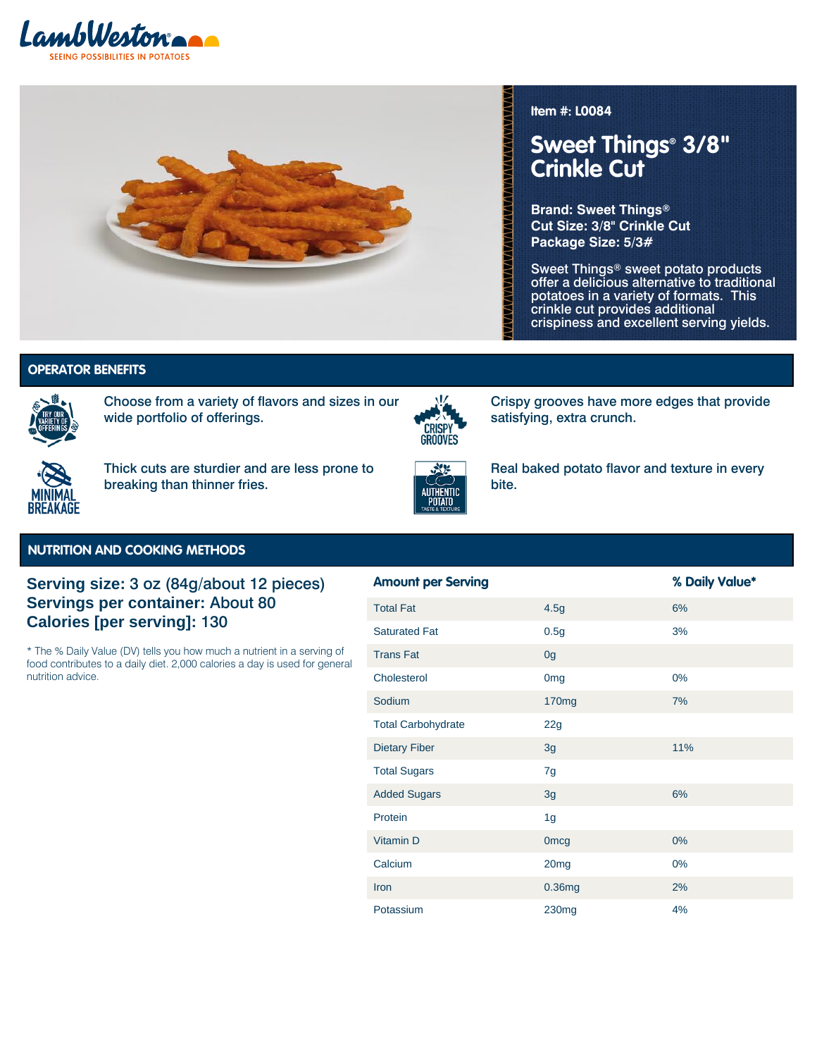LambWeston

SEEING POSSIBILITIES IN POTATOES

**Item #: L0084**

# Sweet Things® 3/8" Crinkle Cut

**Brand: Sweet Things®**
**Cut Size: 3/8" Crinkle Cut**
**Package Size: 5/3#**

Sweet Things® sweet potato products offer a delicious alternative to traditional potatoes in a variety of formats. This crinkle cut provides additional crispiness and excellent serving yields.

## OPERATOR BENEFITS

TRY OUR VARIETY OF OFFERINGS

Choose from a variety of flavors and sizes in our wide portfolio of offerings.

CRISPY GROOVES

Crispy grooves have more edges that provide satisfying, extra crunch.

MINIMAL BREAKAGE

Thick cuts are sturdier and are less prone to breaking than thinner fries.

AUTHENTIC POTATO TASTE & TEXTURE

Real baked potato flavor and texture in every bite.

## NUTRITION AND COOKING METHODS

**Serving size: 3 oz (84g/about 12 pieces)**
**Servings per container: About 80**
**Calories [per serving]: 130**

* The % Daily Value (DV) tells you how much a nutrient in a serving of food contributes to a daily diet. 2,000 calories a day is used for general nutrition advice.

| Amount per Serving | | % Daily Value* |
|---|---|---|
| Total Fat | 4.5g | 6% |
| Saturated Fat | 0.5g | 3% |
| Trans Fat | 0g | |
| Cholesterol | 0mg | 0% |
| Sodium | 170mg | 7% |
| Total Carbohydrate | 22g | |
| Dietary Fiber | 3g | 11% |
| Total Sugars | 7g | |
| Added Sugars | 3g | 6% |
| Protein | 1g | |
| Vitamin D | 0mcg | 0% |
| Calcium | 20mg | 0% |
| Iron | 0.36mg | 2% |
| Potassium | 230mg | 4% |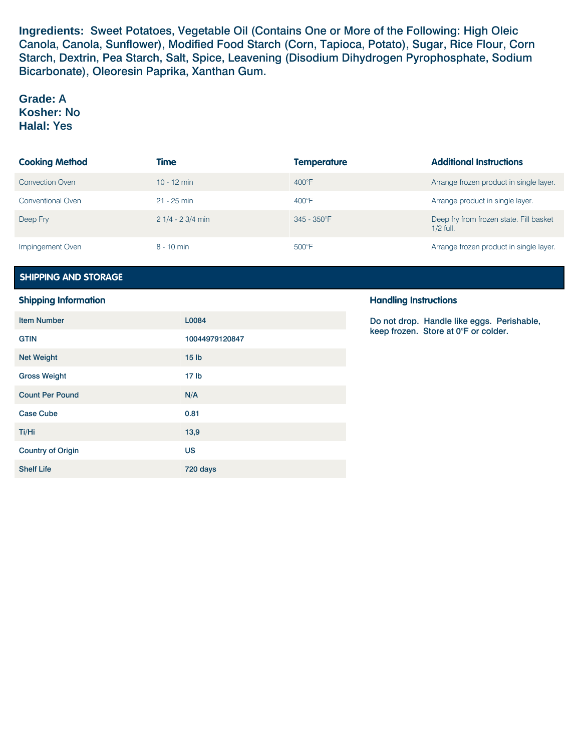**Ingredients:** Sweet Potatoes, Vegetable Oil (Contains One or More of the Following: High Oleic Canola, Canola, Sunflower), Modified Food Starch (Corn, Tapioca, Potato), Sugar, Rice Flour, Corn Starch, Dextrin, Pea Starch, Salt, Spice, Leavening (Disodium Dihydrogen Pyrophosphate, Sodium Bicarbonate), Oleoresin Paprika, Xanthan Gum.

**Grade:** A
**Kosher:** No
**Halal:** Yes

| Cooking Method | Time | Temperature | Additional Instructions |
|---|---|---|---|
| Convection Oven | 10 - 12 min | 400°F | Arrange frozen product in single layer. |
| Conventional Oven | 21 - 25 min | 400°F | Arrange product in single layer. |
| Deep Fry | 2 1/4 - 2 3/4 min | 345 - 350°F | Deep fry from frozen state. Fill basket 1/2 full. |
| Impingement Oven | 8 - 10 min | 500°F | Arrange frozen product in single layer. |

## SHIPPING AND STORAGE

### Shipping Information

| | |
|---|---|
| Item Number | L0084 |
| GTIN | 10044979120847 |
| Net Weight | 15 lb |
| Gross Weight | 17 lb |
| Count Per Pound | N/A |
| Case Cube | 0.81 |
| Ti/Hi | 13,9 |
| Country of Origin | US |
| Shelf Life | 720 days |

### Handling Instructions

Do not drop. Handle like eggs. Perishable, keep frozen. Store at 0°F or colder.